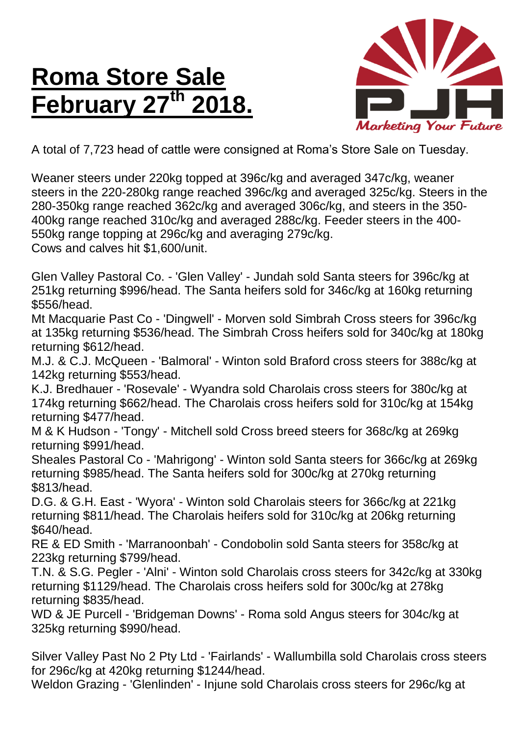# Roma Store Sale February 27th 2018.

A total of 7,723 head of cattle were consigned at Roma's Store Sale on Tuesday.

Weaner steers under 220kg topped at 396c/kg and averaged 347c/kg, weaner steers in the 220-280kg range reached 396c/kg and averaged 325c/kg. Steers in the 280-350kg range reached 362c/kg and averaged 306c/kg, and steers in the 350-400kg range reached 310c/kg and averaged 288c/kg. Feeder steers in the 400-550kg range topping at 296c/kg and averaging 279c/kg.
Cows and calves hit $1,600/unit.

Glen Valley Pastoral Co. - 'Glen Valley' - Jundah sold Santa steers for 396c/kg at 251kg returning $996/head. The Santa heifers sold for 346c/kg at 160kg returning $556/head.
Mt Macquarie Past Co - 'Dingwell' - Morven sold Simbrah Cross steers for 396c/kg at 135kg returning $536/head. The Simbrah Cross heifers sold for 340c/kg at 180kg returning $612/head.
M.J. & C.J. McQueen - 'Balmoral' - Winton sold Braford cross steers for 388c/kg at 142kg returning $553/head.
K.J. Bredhauer - 'Rosevale' - Wyandra sold Charolais cross steers for 380c/kg at 174kg returning $662/head. The Charolais cross heifers sold for 310c/kg at 154kg returning $477/head.
M & K Hudson - 'Tongy' - Mitchell sold Cross breed steers for 368c/kg at 269kg returning $991/head.
Sheales Pastoral Co - 'Mahrigong' - Winton sold Santa steers for 366c/kg at 269kg returning $985/head. The Santa heifers sold for 300c/kg at 270kg returning $813/head.
D.G. & G.H. East - 'Wyora' - Winton sold Charolais steers for 366c/kg at 221kg returning $811/head. The Charolais heifers sold for 310c/kg at 206kg returning $640/head.
RE & ED Smith - 'Marranoonbah' - Condobolin sold Santa steers for 358c/kg at 223kg returning $799/head.
T.N. & S.G. Pegler - 'Alni' - Winton sold Charolais cross steers for 342c/kg at 330kg returning $1129/head. The Charolais cross heifers sold for 300c/kg at 278kg returning $835/head.
WD & JE Purcell - 'Bridgeman Downs' - Roma sold Angus steers for 304c/kg at 325kg returning $990/head.

Silver Valley Past No 2 Pty Ltd - 'Fairlands' - Wallumbilla sold Charolais cross steers for 296c/kg at 420kg returning $1244/head.
Weldon Grazing - 'Glenlinden' - Injune sold Charolais cross steers for 296c/kg at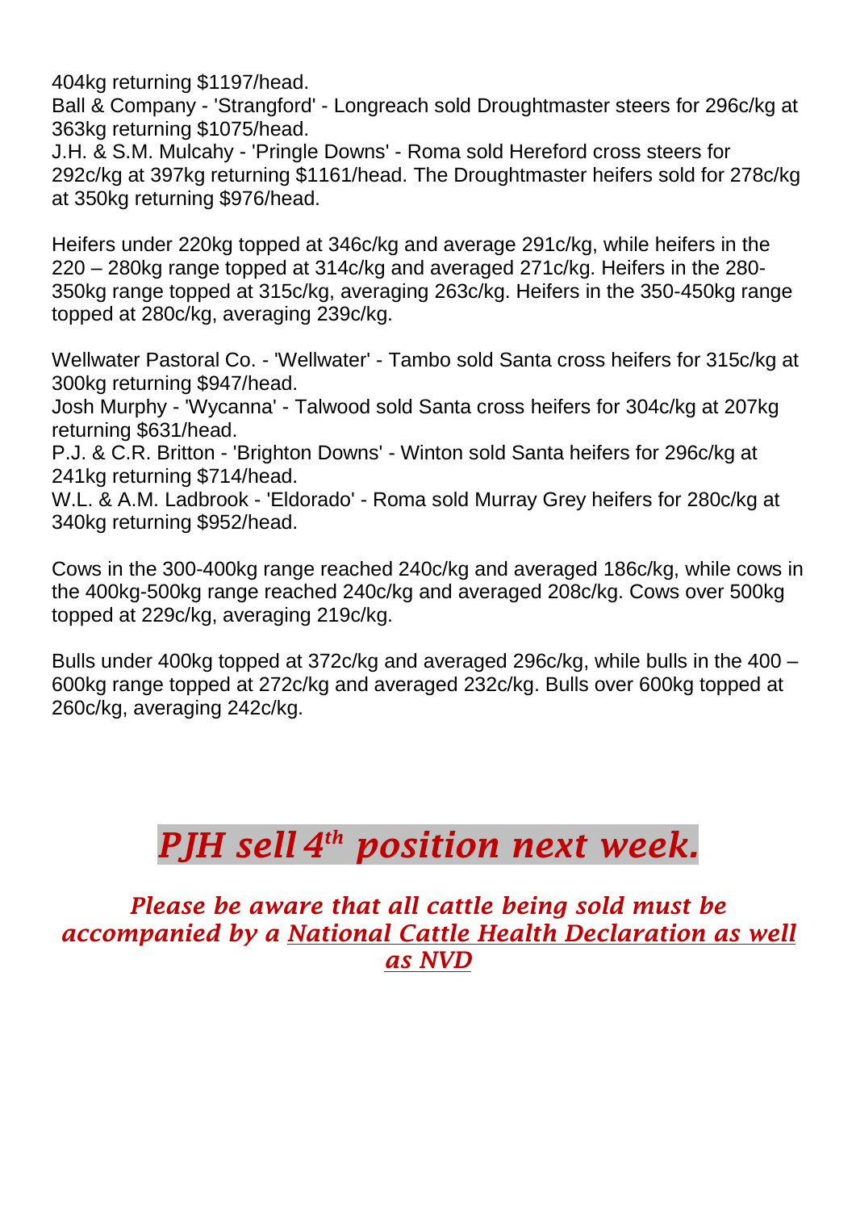404kg returning $1197/head.
Ball & Company - 'Strangford' - Longreach sold Droughtmaster steers for 296c/kg at 363kg returning $1075/head.
J.H. & S.M. Mulcahy - 'Pringle Downs' - Roma sold Hereford cross steers for 292c/kg at 397kg returning $1161/head. The Droughtmaster heifers sold for 278c/kg at 350kg returning $976/head.

Heifers under 220kg topped at 346c/kg and average 291c/kg, while heifers in the 220 – 280kg range topped at 314c/kg and averaged 271c/kg. Heifers in the 280-350kg range topped at 315c/kg, averaging 263c/kg. Heifers in the 350-450kg range topped at 280c/kg, averaging 239c/kg.

Wellwater Pastoral Co. - 'Wellwater' - Tambo sold Santa cross heifers for 315c/kg at 300kg returning $947/head.
Josh Murphy - 'Wycanna' - Talwood sold Santa cross heifers for 304c/kg at 207kg returning $631/head.
P.J. & C.R. Britton - 'Brighton Downs' - Winton sold Santa heifers for 296c/kg at 241kg returning $714/head.
W.L. & A.M. Ladbrook - 'Eldorado' - Roma sold Murray Grey heifers for 280c/kg at 340kg returning $952/head.

Cows in the 300-400kg range reached 240c/kg and averaged 186c/kg, while cows in the 400kg-500kg range reached 240c/kg and averaged 208c/kg. Cows over 500kg topped at 229c/kg, averaging 219c/kg.

Bulls under 400kg topped at 372c/kg and averaged 296c/kg, while bulls in the 400 – 600kg range topped at 272c/kg and averaged 232c/kg. Bulls over 600kg topped at 260c/kg, averaging 242c/kg.

# *PJH sell 4th position next week.*

***Please be aware that all cattle being sold must be accompanied by a National Cattle Health Declaration as well as NVD***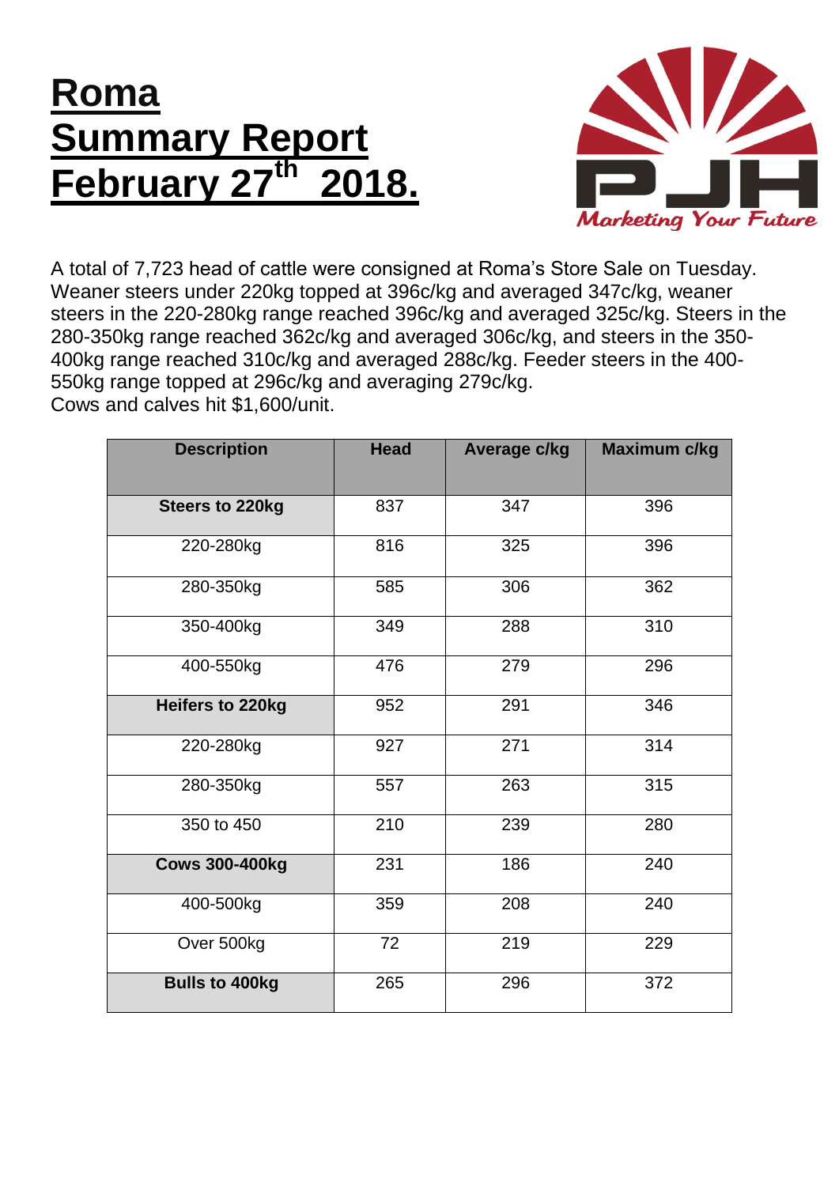# Roma Summary Report February 27th 2018.

PJH
Marketing Your Future

A total of 7,723 head of cattle were consigned at Roma's Store Sale on Tuesday. Weaner steers under 220kg topped at 396c/kg and averaged 347c/kg, weaner steers in the 220-280kg range reached 396c/kg and averaged 325c/kg. Steers in the 280-350kg range reached 362c/kg and averaged 306c/kg, and steers in the 350-400kg range reached 310c/kg and averaged 288c/kg. Feeder steers in the 400-550kg range topped at 296c/kg and averaging 279c/kg.
Cows and calves hit $1,600/unit.

| Description | Head | Average c/kg | Maximum c/kg |
|---|---|---|---|
| **Steers to 220kg** | 837 | 347 | 396 |
| 220-280kg | 816 | 325 | 396 |
| 280-350kg | 585 | 306 | 362 |
| 350-400kg | 349 | 288 | 310 |
| 400-550kg | 476 | 279 | 296 |
| **Heifers to 220kg** | 952 | 291 | 346 |
| 220-280kg | 927 | 271 | 314 |
| 280-350kg | 557 | 263 | 315 |
| 350 to 450 | 210 | 239 | 280 |
| **Cows 300-400kg** | 231 | 186 | 240 |
| 400-500kg | 359 | 208 | 240 |
| Over 500kg | 72 | 219 | 229 |
| **Bulls to 400kg** | 265 | 296 | 372 |